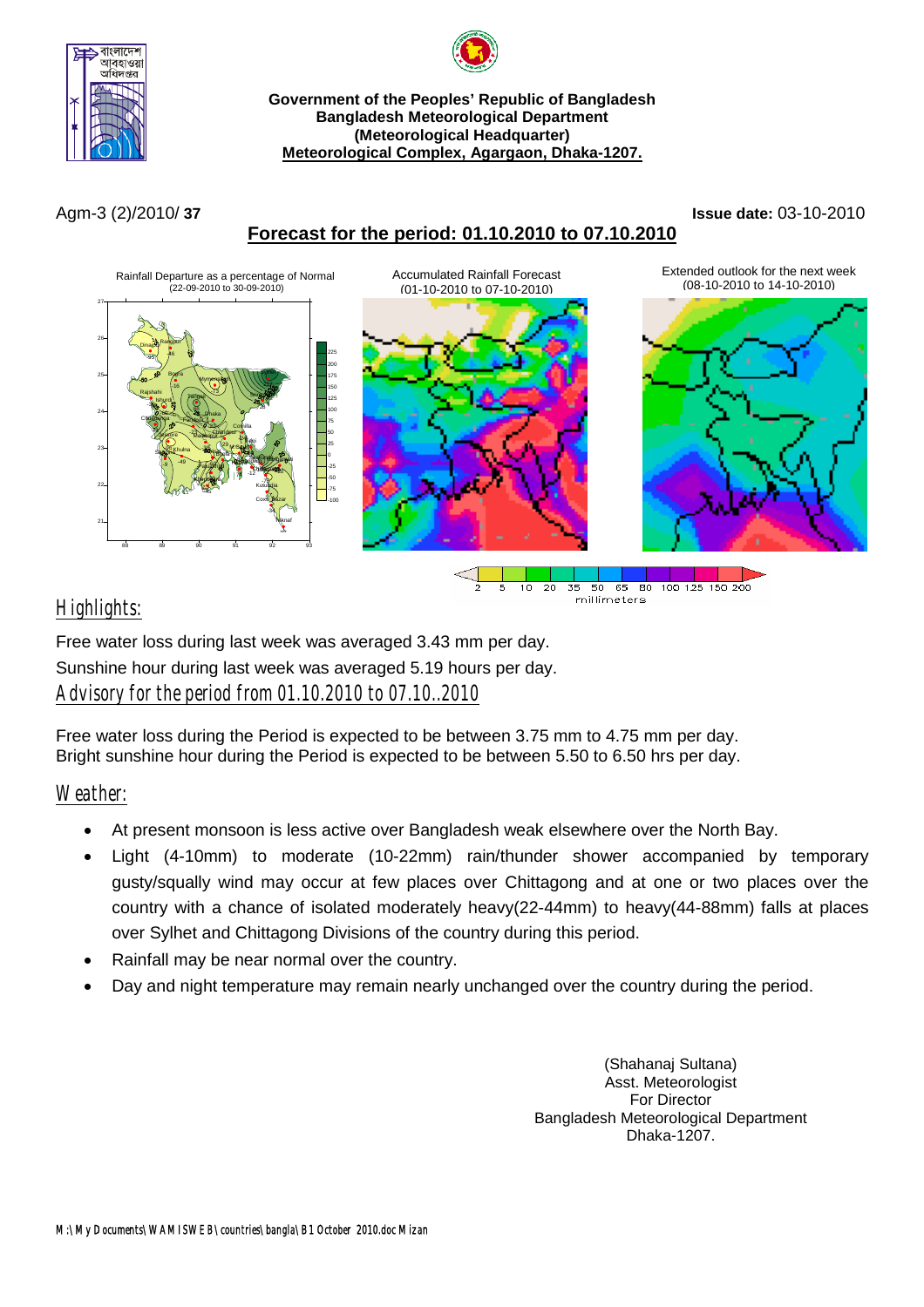**Government of the Peoples' Republic of Bangladesh**
**Bangladesh Meteorological Department**
**(Meteorological Headquarter)**
**Meteorological Complex, Agargaon, Dhaka-1207.**

Agm-3 (2)/2010/ **37** **Issue date:** 03-10-2010

## Forecast for the period: 01.10.2010 to 07.10.2010

Rainfall Departure as a percentage of Normal (22-09-2010 to 30-09-2010)

Accumulated Rainfall Forecast (01-10-2010 to 07-10-2010)

Extended outlook for the next week (08-10-2010 to 14-10-2010)

## Highlights:

Free water loss during last week was averaged 3.43 mm per day.

Sunshine hour during last week was averaged 5.19 hours per day.

## Advisory for the period from 01.10.2010 to 07.10..2010

Free water loss during the Period is expected to be between 3.75 mm to 4.75 mm per day.
Bright sunshine hour during the Period is expected to be between 5.50 to 6.50 hrs per day.

## Weather:

- At present monsoon is less active over Bangladesh weak elsewhere over the North Bay.
- Light (4-10mm) to moderate (10-22mm) rain/thunder shower accompanied by temporary gusty/squally wind may occur at few places over Chittagong and at one or two places over the country with a chance of isolated moderately heavy(22-44mm) to heavy(44-88mm) falls at places over Sylhet and Chittagong Divisions of the country during this period.
- Rainfall may be near normal over the country.
- Day and night temperature may remain nearly unchanged over the country during the period.

(Shahanaj Sultana)
Asst. Meteorologist
For Director
Bangladesh Meteorological Department
Dhaka-1207.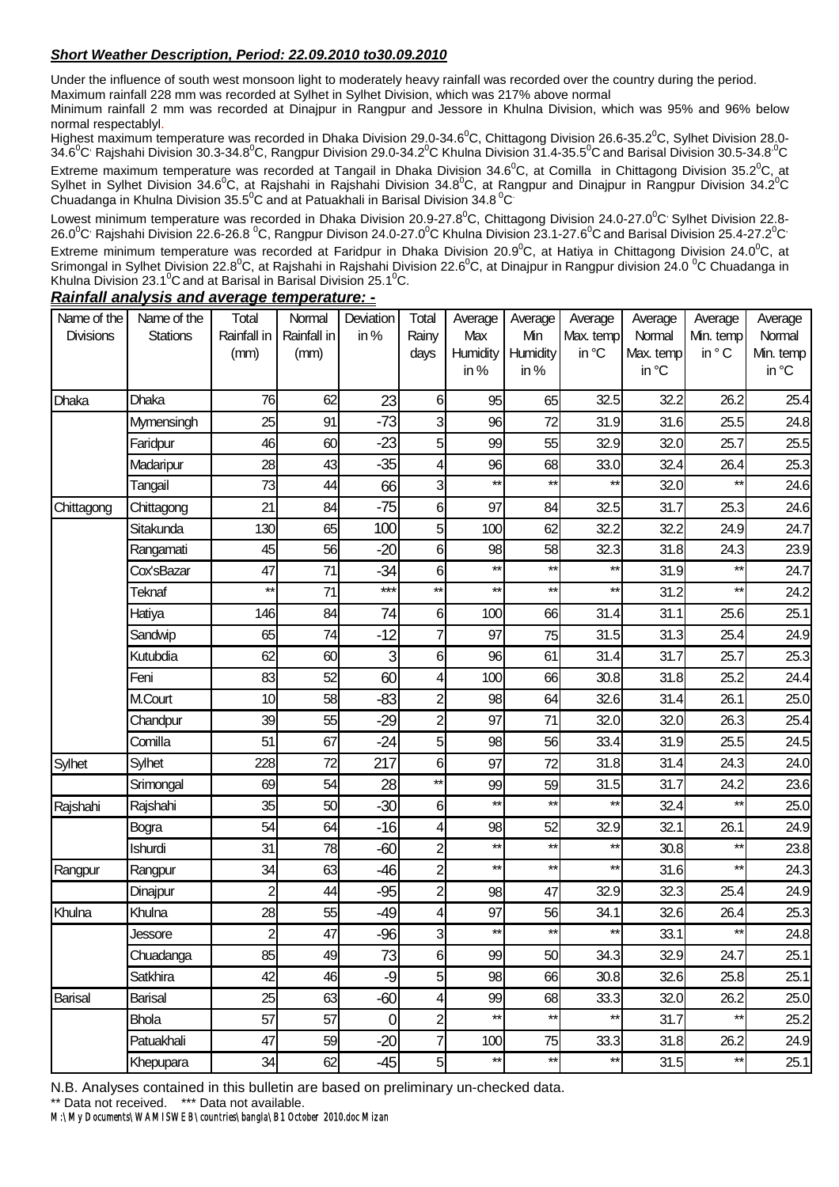***Short Weather Description, Period: 22.09.2010 to30.09.2010***

Under the influence of south west monsoon light to moderately heavy rainfall was recorded over the country during the period.
Maximum rainfall 228 mm was recorded at Sylhet in Sylhet Division, which was 217% above normal

Minimum rainfall 2 mm was recorded at Dinajpur in Rangpur and Jessore in Khulna Division, which was 95% and 96% below normal respectablyl.

Highest maximum temperature was recorded in Dhaka Division 29.0-34.6$^0$C, Chittagong Division 26.6-35.2$^0$C, Sylhet Division 28.0-34.6$^0$C, Rajshahi Division 30.3-34.8$^0$C, Rangpur Division 29.0-34.2$^0$C Khulna Division 31.4-35.5$^0$C and Barisal Division 30.5-34.8$^0$C

Extreme maximum temperature was recorded at Tangail in Dhaka Division 34.6$^0$C, at Comilla in Chittagong Division 35.2$^0$C, at Sylhet in Sylhet Division 34.6$^0$C, at Rajshahi in Rajshahi Division 34.8$^0$C, at Rangpur and Dinajpur in Rangpur Division 34.2$^0$C Chuadanga in Khulna Division 35.5$^0$C and at Patuakhali in Barisal Division 34.8 $^0$C.

Lowest minimum temperature was recorded in Dhaka Division 20.9-27.8$^0$C, Chittagong Division 24.0-27.0$^0$C, Sylhet Division 22.8-26.0$^0$C, Rajshahi Division 22.6-26.8 $^0$C, Rangpur Divison 24.0-27.0$^0$C Khulna Division 23.1-27.6$^0$C and Barisal Division 25.4-27.2$^0$C.

Extreme minimum temperature was recorded at Faridpur in Dhaka Division 20.9$^0$C, at Hatiya in Chittagong Division 24.0$^0$C, at Srimongal in Sylhet Division 22.8$^0$C, at Rajshahi in Rajshahi Division 22.6$^0$C, at Dinajpur in Rangpur division 24.0 $^0$C Chuadanga in Khulna Division 23.1$^0$C and at Barisal in Barisal Division 25.1$^0$C.

***Rainfall analysis and average temperature: -***

| Name of the Divisions | Name of the Stations | Total Rainfall in (mm) | Normal Rainfall in (mm) | Deviation in % | Total Rainy days | Average Max Humidity in % | Average Min Humidity in % | Average Max. temp in °C | Average Normal Max. temp in °C | Average Min. temp in ° C | Average Normal Min. temp in °C |
|---|---|---|---|---|---|---|---|---|---|---|---|
| Dhaka | Dhaka | 76 | 62 | 23 | 6 | 95 | 65 | 32.5 | 32.2 | 26.2 | 25.4 |
| | Mymensingh | 25 | 91 | -73 | 3 | 96 | 72 | 31.9 | 31.6 | 25.5 | 24.8 |
| | Faridpur | 46 | 60 | -23 | 5 | 99 | 55 | 32.9 | 32.0 | 25.7 | 25.5 |
| | Madaripur | 28 | 43 | -35 | 4 | 96 | 68 | 33.0 | 32.4 | 26.4 | 25.3 |
| | Tangail | 73 | 44 | 66 | 3 | ** | ** | ** | 32.0 | ** | 24.6 |
| Chittagong | Chittagong | 21 | 84 | -75 | 6 | 97 | 84 | 32.5 | 31.7 | 25.3 | 24.6 |
| | Sitakunda | 130 | 65 | 100 | 5 | 100 | 62 | 32.2 | 32.2 | 24.9 | 24.7 |
| | Rangamati | 45 | 56 | -20 | 6 | 98 | 58 | 32.3 | 31.8 | 24.3 | 23.9 |
| | Cox'sBazar | 47 | 71 | -34 | 6 | ** | ** | ** | 31.9 | ** | 24.7 |
| | Teknaf | ** | 71 | *** | ** | ** | ** | ** | 31.2 | ** | 24.2 |
| | Hatiya | 146 | 84 | 74 | 6 | 100 | 66 | 31.4 | 31.1 | 25.6 | 25.1 |
| | Sandwip | 65 | 74 | -12 | 7 | 97 | 75 | 31.5 | 31.3 | 25.4 | 24.9 |
| | Kutubdia | 62 | 60 | 3 | 6 | 96 | 61 | 31.4 | 31.7 | 25.7 | 25.3 |
| | Feni | 83 | 52 | 60 | 4 | 100 | 66 | 30.8 | 31.8 | 25.2 | 24.4 |
| | M.Court | 10 | 58 | -83 | 2 | 98 | 64 | 32.6 | 31.4 | 26.1 | 25.0 |
| | Chandpur | 39 | 55 | -29 | 2 | 97 | 71 | 32.0 | 32.0 | 26.3 | 25.4 |
| | Comilla | 51 | 67 | -24 | 5 | 98 | 56 | 33.4 | 31.9 | 25.5 | 24.5 |
| Sylhet | Sylhet | 228 | 72 | 217 | 6 | 97 | 72 | 31.8 | 31.4 | 24.3 | 24.0 |
| | Srimongal | 69 | 54 | 28 | ** | 99 | 59 | 31.5 | 31.7 | 24.2 | 23.6 |
| Rajshahi | Rajshahi | 35 | 50 | -30 | 6 | ** | ** | ** | 32.4 | ** | 25.0 |
| | Bogra | 54 | 64 | -16 | 4 | 98 | 52 | 32.9 | 32.1 | 26.1 | 24.9 |
| | Ishurdi | 31 | 78 | -60 | 2 | ** | ** | ** | 30.8 | ** | 23.8 |
| Rangpur | Rangpur | 34 | 63 | -46 | 2 | ** | ** | ** | 31.6 | ** | 24.3 |
| | Dinajpur | 2 | 44 | -95 | 2 | 98 | 47 | 32.9 | 32.3 | 25.4 | 24.9 |
| Khulna | Khulna | 28 | 55 | -49 | 4 | 97 | 56 | 34.1 | 32.6 | 26.4 | 25.3 |
| | Jessore | 2 | 47 | -96 | 3 | ** | ** | ** | 33.1 | ** | 24.8 |
| | Chuadanga | 85 | 49 | 73 | 6 | 99 | 50 | 34.3 | 32.9 | 24.7 | 25.1 |
| | Satkhira | 42 | 46 | -9 | 5 | 98 | 66 | 30.8 | 32.6 | 25.8 | 25.1 |
| Barisal | Barisal | 25 | 63 | -60 | 4 | 99 | 68 | 33.3 | 32.0 | 26.2 | 25.0 |
| | Bhola | 57 | 57 | 0 | 2 | ** | ** | ** | 31.7 | ** | 25.2 |
| | Patuakhali | 47 | 59 | -20 | 7 | 100 | 75 | 33.3 | 31.8 | 26.2 | 24.9 |
| | Khepupara | 34 | 62 | -45 | 5 | ** | ** | ** | 31.5 | ** | 25.1 |

N.B. Analyses contained in this bulletin are based on preliminary un-checked data.

** Data not received. *** Data not available.

M:\My Documents\WAMISWEB\countries\bangla\B1 October 2010.doc Mizan